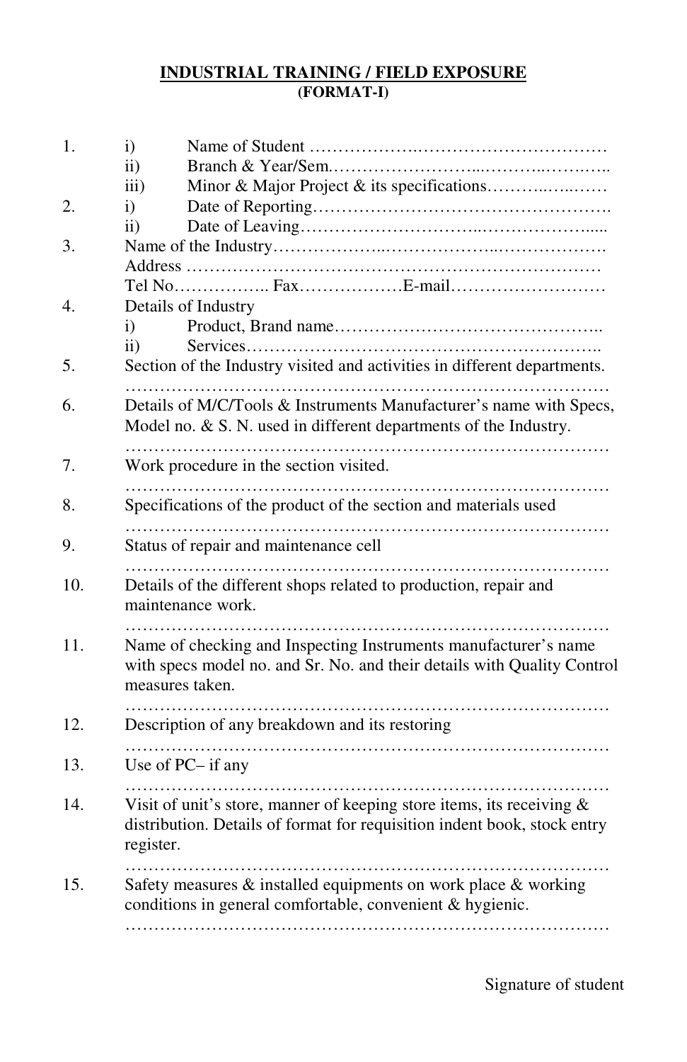**INDUSTRIAL TRAINING / FIELD EXPOSURE**
**(FORMAT-I)**

1. i) Name of Student ………………..……………………………
   ii) Branch & Year/Sem.……………………...………..……….
   iii) Minor & Major Project & its specifications………..…..……
2. i) Date of Reporting………………………………………….
   ii) Date of Leaving………………………..………………....
3. Name of the Industry………………..………………..……………….
   Address ……………………………………………………………
   Tel No…………….. Fax………………E-mail………………………
4. Details of Industry
   i) Product, Brand name……………………………………..
   ii) Services…………………………………………………..
5. Section of the Industry visited and activities in different departments.
   ………………………………………………………………………
6. Details of M/C/Tools & Instruments Manufacturer's name with Specs, Model no. & S. N. used in different departments of the Industry.
   ………………………………………………………………………
7. Work procedure in the section visited.
   ………………………………………………………………………
8. Specifications of the product of the section and materials used
   ………………………………………………………………………
9. Status of repair and maintenance cell
   ………………………………………………………………………
10. Details of the different shops related to production, repair and maintenance work.
    ………………………………………………………………………
11. Name of checking and Inspecting Instruments manufacturer's name with specs model no. and Sr. No. and their details with Quality Control measures taken.
    ………………………………………………………………………
12. Description of any breakdown and its restoring
    ………………………………………………………………………
13. Use of PC– if any
    ………………………………………………………………………
14. Visit of unit's store, manner of keeping store items, its receiving & distribution. Details of format for requisition indent book, stock entry register.
    ………………………………………………………………………
15. Safety measures & installed equipments on work place & working conditions in general comfortable, convenient & hygienic.
    ………………………………………………………………………

Signature of student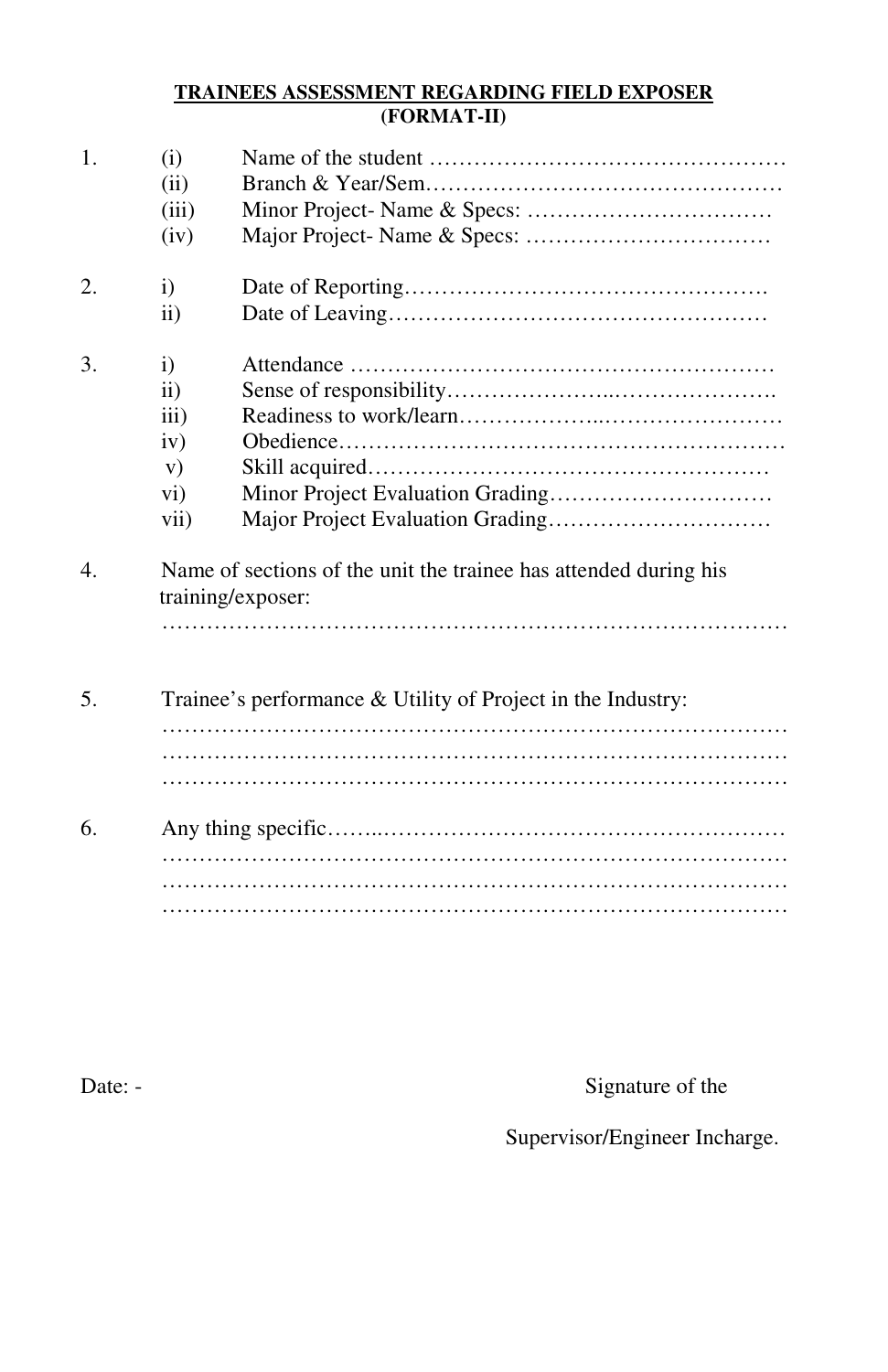**TRAINEES ASSESSMENT REGARDING FIELD EXPOSER**
**(FORMAT-II)**

1. (i) Name of the student …………………………………………
   (ii) Branch & Year/Sem…………………………………………
   (iii) Minor Project- Name & Specs: ……………………………
   (iv) Major Project- Name & Specs: ……………………………

2. i) Date of Reporting………………………………………….
   ii) Date of Leaving……………………………………………

3. i) Attendance …………………………………………………
   ii) Sense of responsibility…………………..………………….
   iii) Readiness to work/learn………………..……………………
   iv) Obedience……………………………………………………
   v) Skill acquired………………………………………………
   vi) Minor Project Evaluation Grading…………………………
   vii) Major Project Evaluation Grading…………………………

4. Name of sections of the unit the trainee has attended during his training/exposer:
   ………………………………………………………………………

5. Trainee's performance & Utility of Project in the Industry:
   ………………………………………………………………………
   ………………………………………………………………………
   ………………………………………………………………………

6. Any thing specific……..………………………………………………
   ………………………………………………………………………
   ………………………………………………………………………
   ………………………………………………………………………

Date: -

Signature of the

Supervisor/Engineer Incharge.